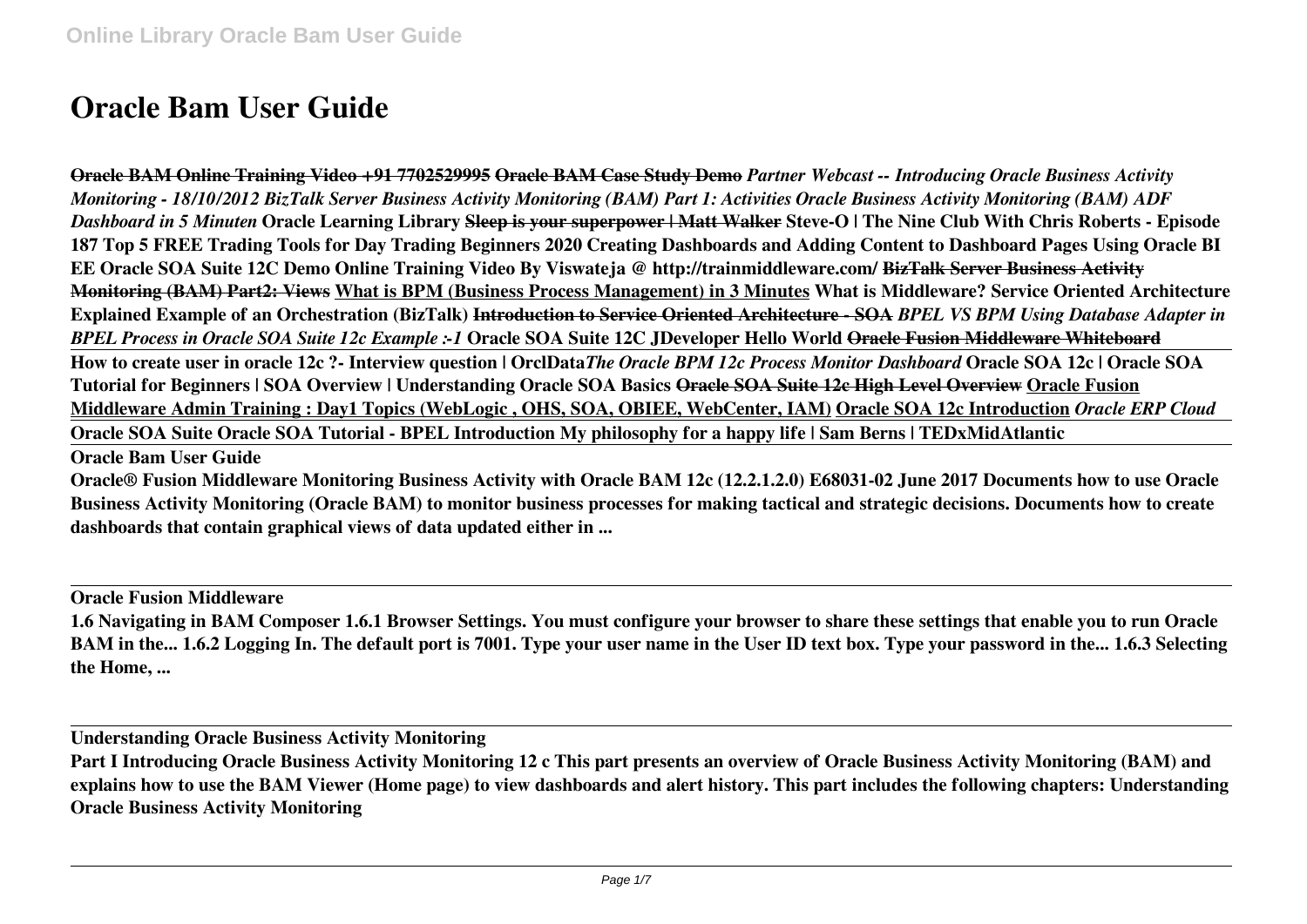# Oracle Bam User Guide

**Oracle BAM Online Training Video +91 7702529995** **Oracle BAM Case Study Demo** ***Partner Webcast -- Introducing Oracle Business Activity Monitoring - 18/10/2012 BizTalk Server Business Activity Monitoring (BAM) Part 1: Activities Oracle Business Activity Monitoring (BAM) ADF Dashboard in 5 Minuten*** **Oracle Learning Library** **~~Sleep is your superpower | Matt Walker~~** **Steve-O | The Nine Club With Chris Roberts - Episode 187 Top 5 FREE Trading Tools for Day Trading Beginners 2020 Creating Dashboards and Adding Content to Dashboard Pages Using Oracle BI EE Oracle SOA Suite 12C Demo Online Training Video By Viswateja @ http://trainmiddleware.com/** **~~BizTalk Server Business Activity Monitoring (BAM) Part2: Views~~** **What is BPM (Business Process Management) in 3 Minutes** **What is Middleware? Service Oriented Architecture Explained Example of an Orchestration (BizTalk)** **~~Introduction to Service Oriented Architecture - SOA~~** ***BPEL VS BPM Using Database Adapter in BPEL Process in Oracle SOA Suite 12c Example :-1*** **Oracle SOA Suite 12C JDeveloper Hello World** **~~Oracle Fusion Middleware Whiteboard~~**

**How to create user in oracle 12c ?- Interview question | OrclData*****The Oracle BPM 12c Process Monitor Dashboard*** **Oracle SOA 12c | Oracle SOA Tutorial for Beginners | SOA Overview | Understanding Oracle SOA Basics** **~~Oracle SOA Suite 12c High Level Overview~~** **Oracle Fusion Middleware Admin Training : Day1 Topics (WebLogic , OHS, SOA, OBIEE, WebCenter, IAM)** **Oracle SOA 12c Introduction** ***Oracle ERP Cloud***

**Oracle SOA Suite Oracle SOA Tutorial - BPEL Introduction My philosophy for a happy life | Sam Berns | TEDxMidAtlantic**

**Oracle Bam User Guide**

**Oracle® Fusion Middleware Monitoring Business Activity with Oracle BAM 12c (12.2.1.2.0) E68031-02 June 2017 Documents how to use Oracle Business Activity Monitoring (Oracle BAM) to monitor business processes for making tactical and strategic decisions. Documents how to create dashboards that contain graphical views of data updated either in ...**

**Oracle Fusion Middleware**

**1.6 Navigating in BAM Composer 1.6.1 Browser Settings. You must configure your browser to share these settings that enable you to run Oracle BAM in the... 1.6.2 Logging In. The default port is 7001. Type your user name in the User ID text box. Type your password in the... 1.6.3 Selecting the Home, ...**

**Understanding Oracle Business Activity Monitoring**

**Part I Introducing Oracle Business Activity Monitoring 12 c This part presents an overview of Oracle Business Activity Monitoring (BAM) and explains how to use the BAM Viewer (Home page) to view dashboards and alert history. This part includes the following chapters: Understanding Oracle Business Activity Monitoring**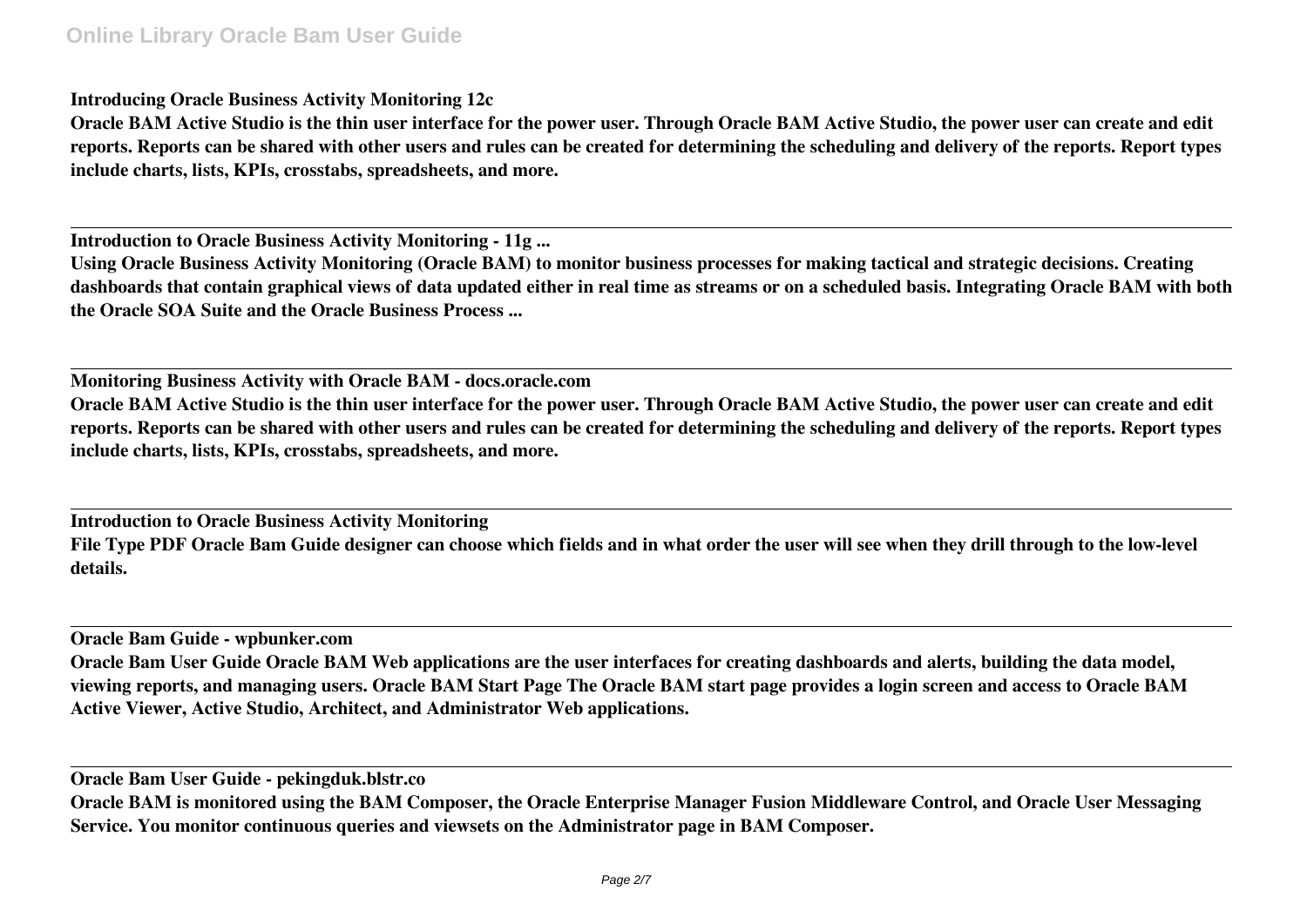**Introducing Oracle Business Activity Monitoring 12c**

**Oracle BAM Active Studio is the thin user interface for the power user. Through Oracle BAM Active Studio, the power user can create and edit reports. Reports can be shared with other users and rules can be created for determining the scheduling and delivery of the reports. Report types include charts, lists, KPIs, crosstabs, spreadsheets, and more.**

---

**Introduction to Oracle Business Activity Monitoring - 11g ...**

**Using Oracle Business Activity Monitoring (Oracle BAM) to monitor business processes for making tactical and strategic decisions. Creating dashboards that contain graphical views of data updated either in real time as streams or on a scheduled basis. Integrating Oracle BAM with both the Oracle SOA Suite and the Oracle Business Process ...**

---

**Monitoring Business Activity with Oracle BAM - docs.oracle.com**

**Oracle BAM Active Studio is the thin user interface for the power user. Through Oracle BAM Active Studio, the power user can create and edit reports. Reports can be shared with other users and rules can be created for determining the scheduling and delivery of the reports. Report types include charts, lists, KPIs, crosstabs, spreadsheets, and more.**

---

**Introduction to Oracle Business Activity Monitoring**

**File Type PDF Oracle Bam Guide designer can choose which fields and in what order the user will see when they drill through to the low-level details.**

---

**Oracle Bam Guide - wpbunker.com**

**Oracle Bam User Guide Oracle BAM Web applications are the user interfaces for creating dashboards and alerts, building the data model, viewing reports, and managing users. Oracle BAM Start Page The Oracle BAM start page provides a login screen and access to Oracle BAM Active Viewer, Active Studio, Architect, and Administrator Web applications.**

---

**Oracle Bam User Guide - pekingduk.blstr.co**

**Oracle BAM is monitored using the BAM Composer, the Oracle Enterprise Manager Fusion Middleware Control, and Oracle User Messaging Service. You monitor continuous queries and viewsets on the Administrator page in BAM Composer.**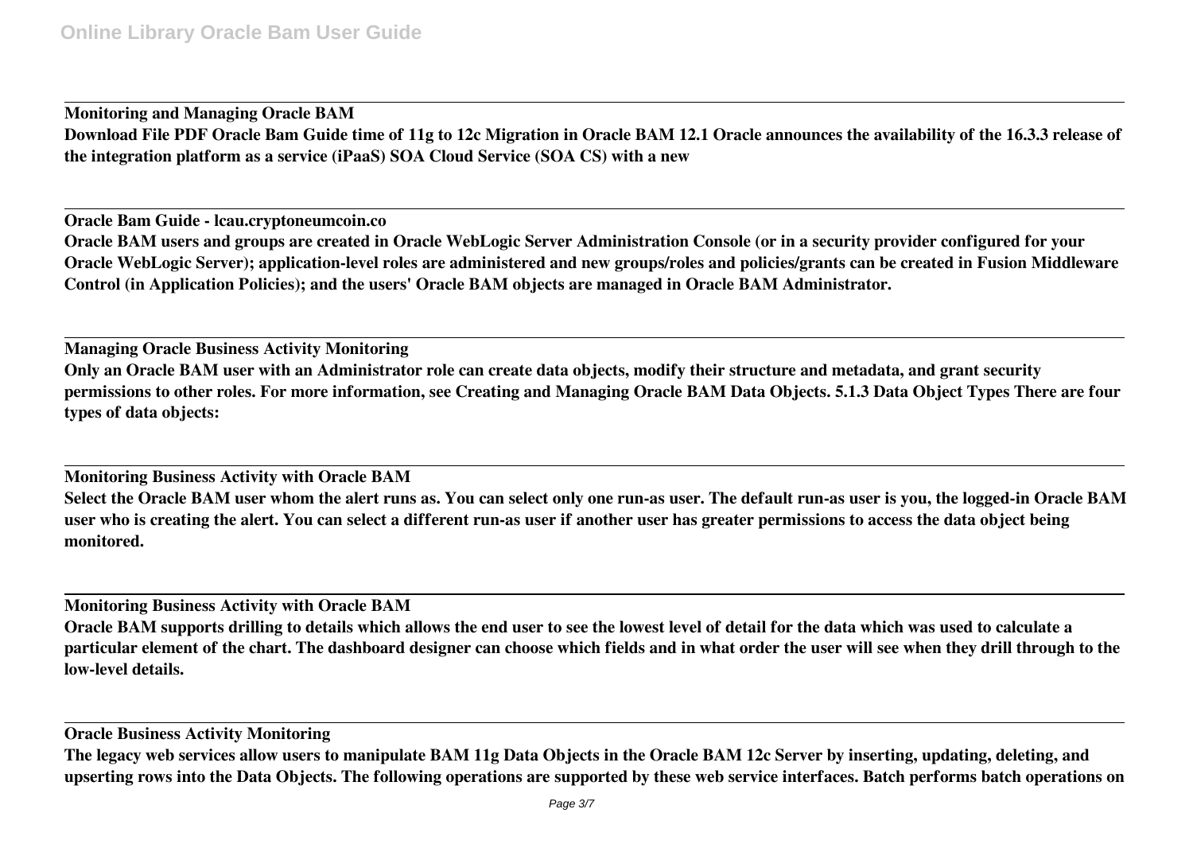**Monitoring and Managing Oracle BAM**

**Download File PDF Oracle Bam Guide time of 11g to 12c Migration in Oracle BAM 12.1 Oracle announces the availability of the 16.3.3 release of the integration platform as a service (iPaaS) SOA Cloud Service (SOA CS) with a new**

**Oracle Bam Guide - lcau.cryptoneumcoin.co**

**Oracle BAM users and groups are created in Oracle WebLogic Server Administration Console (or in a security provider configured for your Oracle WebLogic Server); application-level roles are administered and new groups/roles and policies/grants can be created in Fusion Middleware Control (in Application Policies); and the users' Oracle BAM objects are managed in Oracle BAM Administrator.**

**Managing Oracle Business Activity Monitoring**

**Only an Oracle BAM user with an Administrator role can create data objects, modify their structure and metadata, and grant security permissions to other roles. For more information, see Creating and Managing Oracle BAM Data Objects. 5.1.3 Data Object Types There are four types of data objects:**

**Monitoring Business Activity with Oracle BAM**

**Select the Oracle BAM user whom the alert runs as. You can select only one run-as user. The default run-as user is you, the logged-in Oracle BAM user who is creating the alert. You can select a different run-as user if another user has greater permissions to access the data object being monitored.**

**Monitoring Business Activity with Oracle BAM**

**Oracle BAM supports drilling to details which allows the end user to see the lowest level of detail for the data which was used to calculate a particular element of the chart. The dashboard designer can choose which fields and in what order the user will see when they drill through to the low-level details.**

**Oracle Business Activity Monitoring**

**The legacy web services allow users to manipulate BAM 11g Data Objects in the Oracle BAM 12c Server by inserting, updating, deleting, and upserting rows into the Data Objects. The following operations are supported by these web service interfaces. Batch performs batch operations on**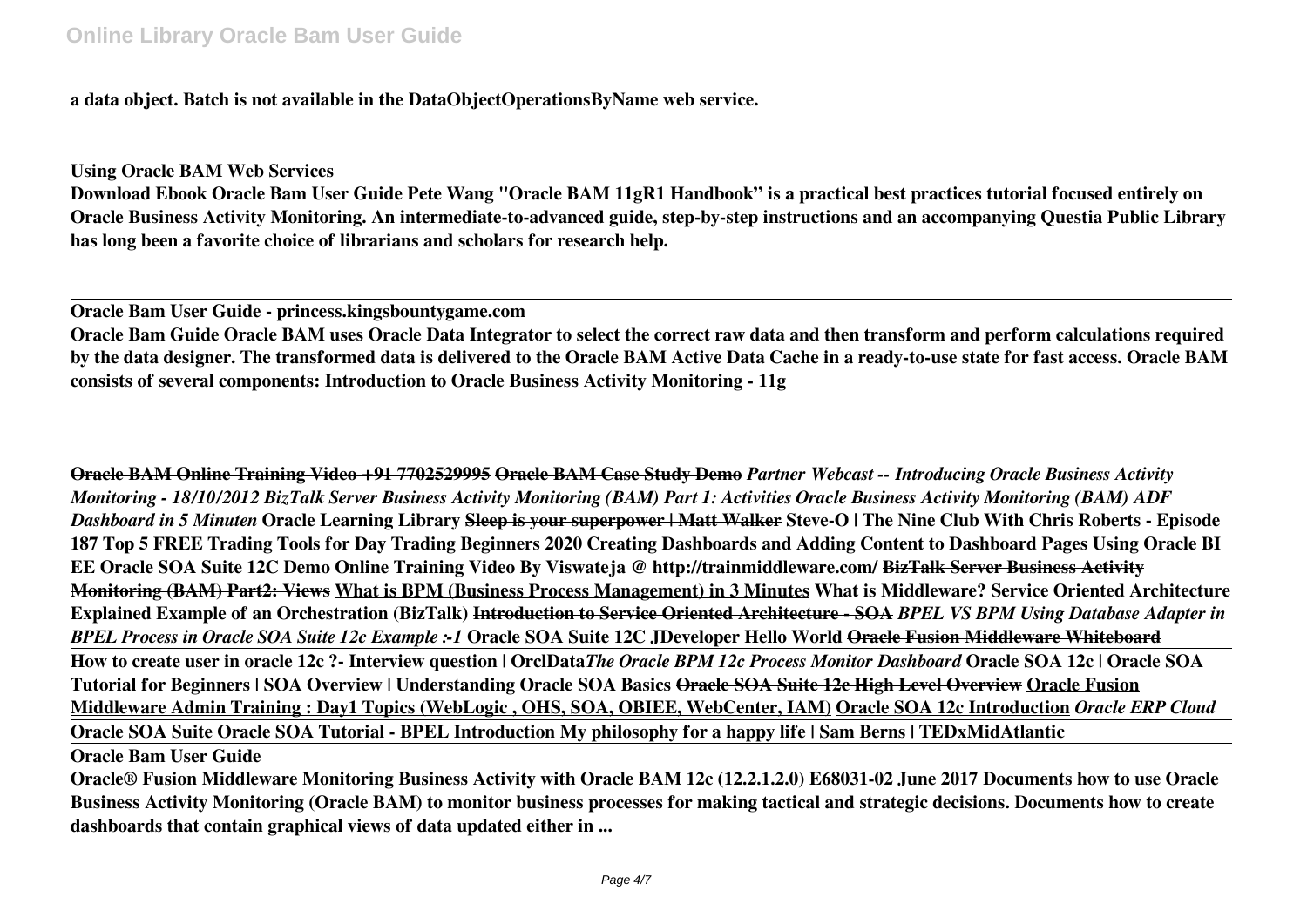**a data object. Batch is not available in the DataObjectOperationsByName web service.**

---

**Using Oracle BAM Web Services**

**Download Ebook Oracle Bam User Guide Pete Wang "Oracle BAM 11gR1 Handbook" is a practical best practices tutorial focused entirely on Oracle Business Activity Monitoring. An intermediate-to-advanced guide, step-by-step instructions and an accompanying Questia Public Library has long been a favorite choice of librarians and scholars for research help.**

---

**Oracle Bam User Guide - princess.kingsbountygame.com**

**Oracle Bam Guide Oracle BAM uses Oracle Data Integrator to select the correct raw data and then transform and perform calculations required by the data designer. The transformed data is delivered to the Oracle BAM Active Data Cache in a ready-to-use state for fast access. Oracle BAM consists of several components: Introduction to Oracle Business Activity Monitoring - 11g**

**~~Oracle BAM Online Training Video +91 7702529995~~ ~~Oracle BAM Case Study Demo~~ *Partner Webcast -- Introducing Oracle Business Activity Monitoring - 18/10/2012 BizTalk Server Business Activity Monitoring (BAM) Part 1: Activities Oracle Business Activity Monitoring (BAM) ADF Dashboard in 5 Minuten* Oracle Learning Library ~~Sleep is your superpower | Matt Walker~~ Steve-O | The Nine Club With Chris Roberts - Episode 187 Top 5 FREE Trading Tools for Day Trading Beginners 2020 Creating Dashboards and Adding Content to Dashboard Pages Using Oracle BI EE Oracle SOA Suite 12C Demo Online Training Video By Viswateja @ http://trainmiddleware.com/ ~~BizTalk Server Business Activity Monitoring (BAM) Part2: Views~~ <u>What is BPM (Business Process Management) in 3 Minutes</u> What is Middleware? Service Oriented Architecture Explained Example of an Orchestration (BizTalk) ~~Introduction to Service Oriented Architecture - SOA~~ *BPEL VS BPM Using Database Adapter in BPEL Process in Oracle SOA Suite 12c Example :-1* Oracle SOA Suite 12C JDeveloper Hello World ~~Oracle Fusion Middleware Whiteboard~~**

---

**How to create user in oracle 12c ?- Interview question | OrclData*The Oracle BPM 12c Process Monitor Dashboard* Oracle SOA 12c | Oracle SOA Tutorial for Beginners | SOA Overview | Understanding Oracle SOA Basics ~~Oracle SOA Suite 12c High Level Overview~~ <u>Oracle Fusion Middleware Admin Training : Day1 Topics (WebLogic , OHS, SOA, OBIEE, WebCenter, IAM)</u> <u>Oracle SOA 12c Introduction</u> *Oracle ERP Cloud***

---

**Oracle SOA Suite Oracle SOA Tutorial - BPEL Introduction My philosophy for a happy life | Sam Berns | TEDxMidAtlantic**

---

**Oracle Bam User Guide**

**Oracle® Fusion Middleware Monitoring Business Activity with Oracle BAM 12c (12.2.1.2.0) E68031-02 June 2017 Documents how to use Oracle Business Activity Monitoring (Oracle BAM) to monitor business processes for making tactical and strategic decisions. Documents how to create dashboards that contain graphical views of data updated either in ...**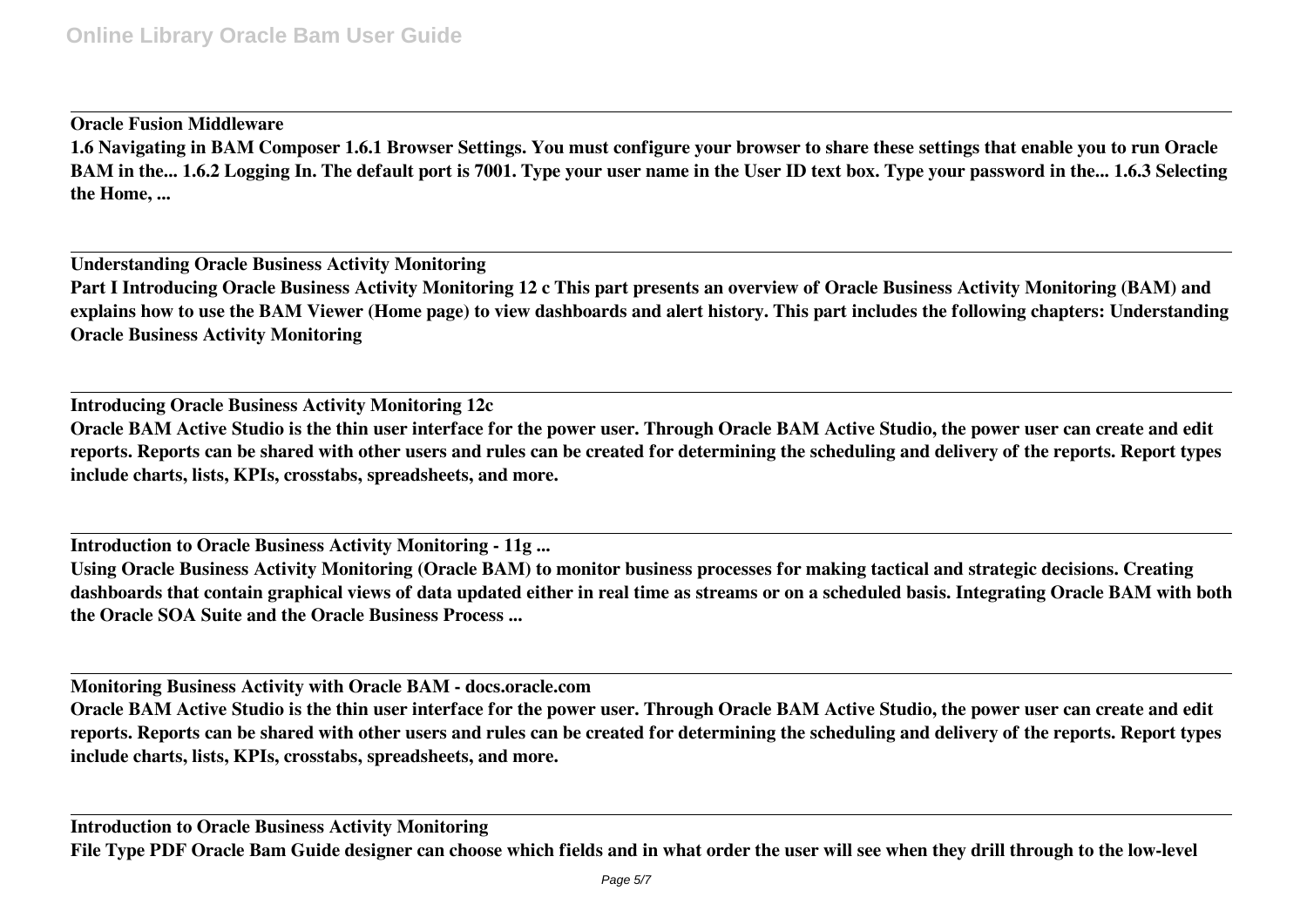**Oracle Fusion Middleware**

**1.6 Navigating in BAM Composer 1.6.1 Browser Settings. You must configure your browser to share these settings that enable you to run Oracle BAM in the... 1.6.2 Logging In. The default port is 7001. Type your user name in the User ID text box. Type your password in the... 1.6.3 Selecting the Home, ...**

**Understanding Oracle Business Activity Monitoring**

**Part I Introducing Oracle Business Activity Monitoring 12 c This part presents an overview of Oracle Business Activity Monitoring (BAM) and explains how to use the BAM Viewer (Home page) to view dashboards and alert history. This part includes the following chapters: Understanding Oracle Business Activity Monitoring**

**Introducing Oracle Business Activity Monitoring 12c**

**Oracle BAM Active Studio is the thin user interface for the power user. Through Oracle BAM Active Studio, the power user can create and edit reports. Reports can be shared with other users and rules can be created for determining the scheduling and delivery of the reports. Report types include charts, lists, KPIs, crosstabs, spreadsheets, and more.**

**Introduction to Oracle Business Activity Monitoring - 11g ...**

**Using Oracle Business Activity Monitoring (Oracle BAM) to monitor business processes for making tactical and strategic decisions. Creating dashboards that contain graphical views of data updated either in real time as streams or on a scheduled basis. Integrating Oracle BAM with both the Oracle SOA Suite and the Oracle Business Process ...**

**Monitoring Business Activity with Oracle BAM - docs.oracle.com**

**Oracle BAM Active Studio is the thin user interface for the power user. Through Oracle BAM Active Studio, the power user can create and edit reports. Reports can be shared with other users and rules can be created for determining the scheduling and delivery of the reports. Report types include charts, lists, KPIs, crosstabs, spreadsheets, and more.**

**Introduction to Oracle Business Activity Monitoring**

**File Type PDF Oracle Bam Guide designer can choose which fields and in what order the user will see when they drill through to the low-level**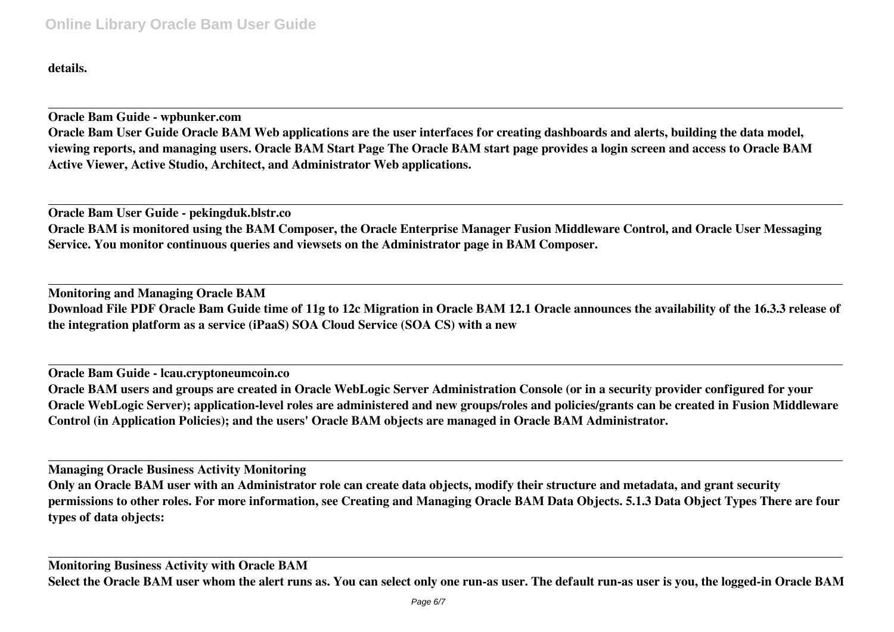**details.**

**Oracle Bam Guide - wpbunker.com**

**Oracle Bam User Guide Oracle BAM Web applications are the user interfaces for creating dashboards and alerts, building the data model, viewing reports, and managing users. Oracle BAM Start Page The Oracle BAM start page provides a login screen and access to Oracle BAM Active Viewer, Active Studio, Architect, and Administrator Web applications.**

**Oracle Bam User Guide - pekingduk.blstr.co**

**Oracle BAM is monitored using the BAM Composer, the Oracle Enterprise Manager Fusion Middleware Control, and Oracle User Messaging Service. You monitor continuous queries and viewsets on the Administrator page in BAM Composer.**

**Monitoring and Managing Oracle BAM**

**Download File PDF Oracle Bam Guide time of 11g to 12c Migration in Oracle BAM 12.1 Oracle announces the availability of the 16.3.3 release of the integration platform as a service (iPaaS) SOA Cloud Service (SOA CS) with a new**

**Oracle Bam Guide - lcau.cryptoneumcoin.co**

**Oracle BAM users and groups are created in Oracle WebLogic Server Administration Console (or in a security provider configured for your Oracle WebLogic Server); application-level roles are administered and new groups/roles and policies/grants can be created in Fusion Middleware Control (in Application Policies); and the users' Oracle BAM objects are managed in Oracle BAM Administrator.**

**Managing Oracle Business Activity Monitoring**

**Only an Oracle BAM user with an Administrator role can create data objects, modify their structure and metadata, and grant security permissions to other roles. For more information, see Creating and Managing Oracle BAM Data Objects. 5.1.3 Data Object Types There are four types of data objects:**

**Monitoring Business Activity with Oracle BAM**

**Select the Oracle BAM user whom the alert runs as. You can select only one run-as user. The default run-as user is you, the logged-in Oracle BAM**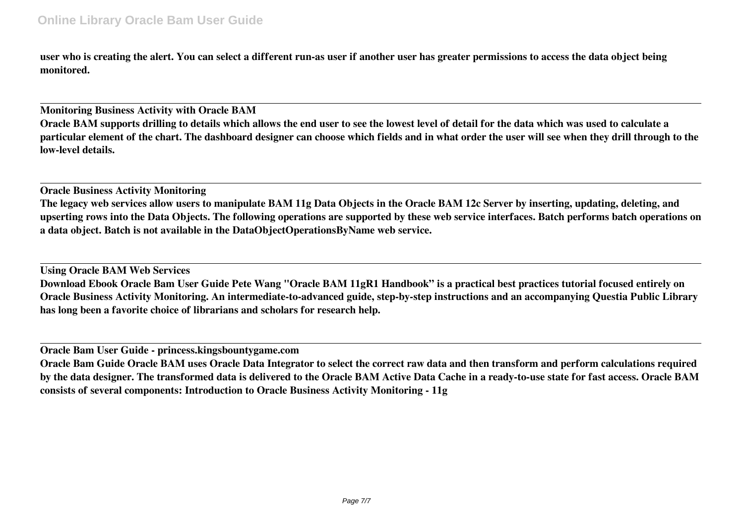**user who is creating the alert. You can select a different run-as user if another user has greater permissions to access the data object being monitored.**

---

**Monitoring Business Activity with Oracle BAM**

**Oracle BAM supports drilling to details which allows the end user to see the lowest level of detail for the data which was used to calculate a particular element of the chart. The dashboard designer can choose which fields and in what order the user will see when they drill through to the low-level details.**

---

**Oracle Business Activity Monitoring**

**The legacy web services allow users to manipulate BAM 11g Data Objects in the Oracle BAM 12c Server by inserting, updating, deleting, and upserting rows into the Data Objects. The following operations are supported by these web service interfaces. Batch performs batch operations on a data object. Batch is not available in the DataObjectOperationsByName web service.**

---

**Using Oracle BAM Web Services**

**Download Ebook Oracle Bam User Guide Pete Wang "Oracle BAM 11gR1 Handbook" is a practical best practices tutorial focused entirely on Oracle Business Activity Monitoring. An intermediate-to-advanced guide, step-by-step instructions and an accompanying Questia Public Library has long been a favorite choice of librarians and scholars for research help.**

---

**Oracle Bam User Guide - princess.kingsbountygame.com**

**Oracle Bam Guide Oracle BAM uses Oracle Data Integrator to select the correct raw data and then transform and perform calculations required by the data designer. The transformed data is delivered to the Oracle BAM Active Data Cache in a ready-to-use state for fast access. Oracle BAM consists of several components: Introduction to Oracle Business Activity Monitoring - 11g**